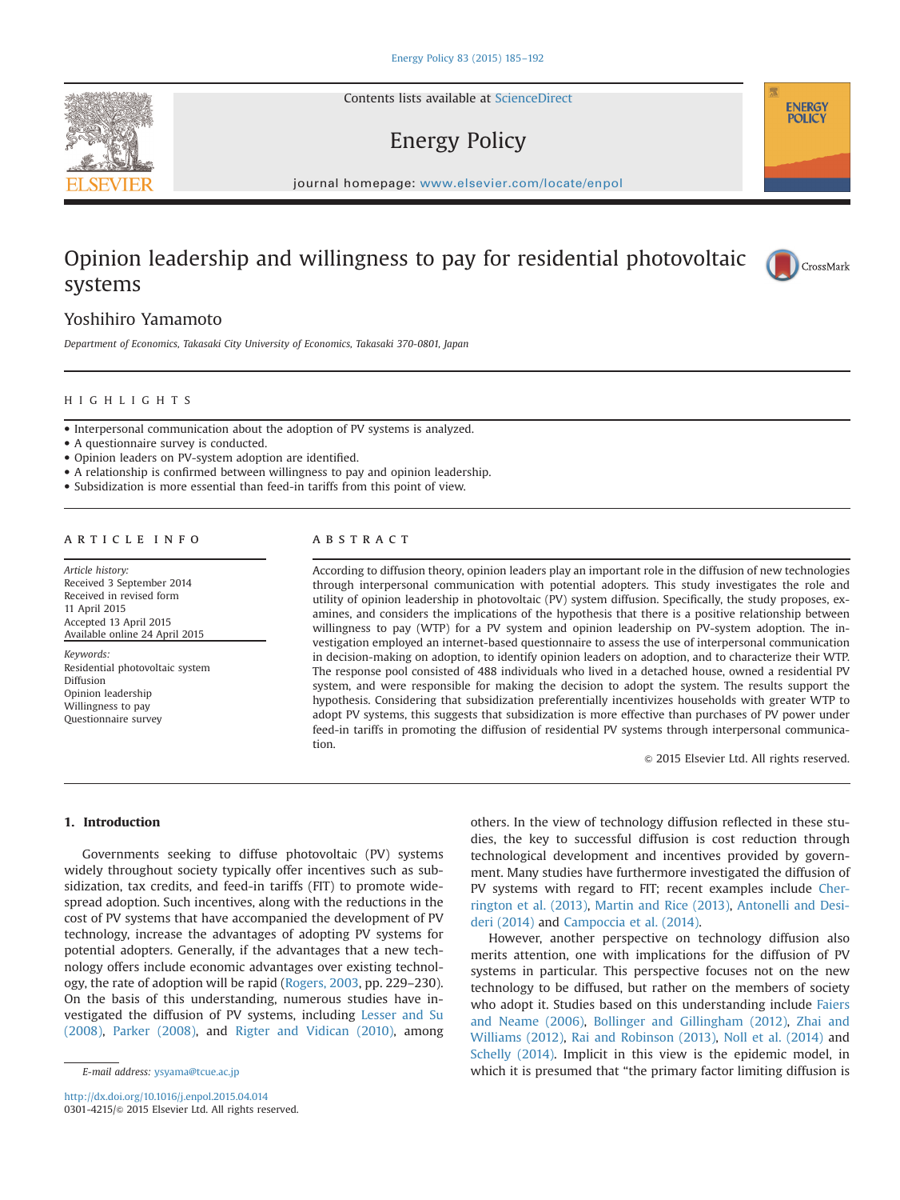Contents lists available at ScienceDirect

# Energy Policy

journal homepage: www.elsevier.com/locate/enpol

# Opinion leadership and willingness to pay for residential photovoltaic systems

Yoshihiro Yamamoto

*Department of Economics, Takasaki City University of Economics, Takasaki 370-0801, Japan*

## HIGHLIGHTS

- Interpersonal communication about the adoption of PV systems is analyzed.
- A questionnaire survey is conducted.
- Opinion leaders on PV-system adoption are identified.
- A relationship is confirmed between willingness to pay and opinion leadership.
- Subsidization is more essential than feed-in tariffs from this point of view.

## ARTICLE INFO

*Article history:*
Received 3 September 2014
Received in revised form
11 April 2015
Accepted 13 April 2015
Available online 24 April 2015

*Keywords:*
Residential photovoltaic system
Diffusion
Opinion leadership
Willingness to pay
Questionnaire survey

## ABSTRACT

According to diffusion theory, opinion leaders play an important role in the diffusion of new technologies through interpersonal communication with potential adopters. This study investigates the role and utility of opinion leadership in photovoltaic (PV) system diffusion. Specifically, the study proposes, examines, and considers the implications of the hypothesis that there is a positive relationship between willingness to pay (WTP) for a PV system and opinion leadership on PV-system adoption. The investigation employed an internet-based questionnaire to assess the use of interpersonal communication in decision-making on adoption, to identify opinion leaders on adoption, and to characterize their WTP. The response pool consisted of 488 individuals who lived in a detached house, owned a residential PV system, and were responsible for making the decision to adopt the system. The results support the hypothesis. Considering that subsidization preferentially incentivizes households with greater WTP to adopt PV systems, this suggests that subsidization is more effective than purchases of PV power under feed-in tariffs in promoting the diffusion of residential PV systems through interpersonal communication.

© 2015 Elsevier Ltd. All rights reserved.

## 1. Introduction

Governments seeking to diffuse photovoltaic (PV) systems widely throughout society typically offer incentives such as subsidization, tax credits, and feed-in tariffs (FIT) to promote widespread adoption. Such incentives, along with the reductions in the cost of PV systems that have accompanied the development of PV technology, increase the advantages of adopting PV systems for potential adopters. Generally, if the advantages that a new technology offers include economic advantages over existing technology, the rate of adoption will be rapid (Rogers, 2003, pp. 229–230). On the basis of this understanding, numerous studies have investigated the diffusion of PV systems, including Lesser and Su (2008), Parker (2008), and Rigter and Vidican (2010), among others. In the view of technology diffusion reflected in these studies, the key to successful diffusion is cost reduction through technological development and incentives provided by government. Many studies have furthermore investigated the diffusion of PV systems with regard to FIT; recent examples include Cherrington et al. (2013), Martin and Rice (2013), Antonelli and Desideri (2014) and Campoccia et al. (2014).

However, another perspective on technology diffusion also merits attention, one with implications for the diffusion of PV systems in particular. This perspective focuses not on the new technology to be diffused, but rather on the members of society who adopt it. Studies based on this understanding include Faiers and Neame (2006), Bollinger and Gillingham (2012), Zhai and Williams (2012), Rai and Robinson (2013), Noll et al. (2014) and Schelly (2014). Implicit in this view is the epidemic model, in which it is presumed that "the primary factor limiting diffusion is

*E-mail address:* ysyama@tcue.ac.jp

http://dx.doi.org/10.1016/j.enpol.2015.04.014
0301-4215/© 2015 Elsevier Ltd. All rights reserved.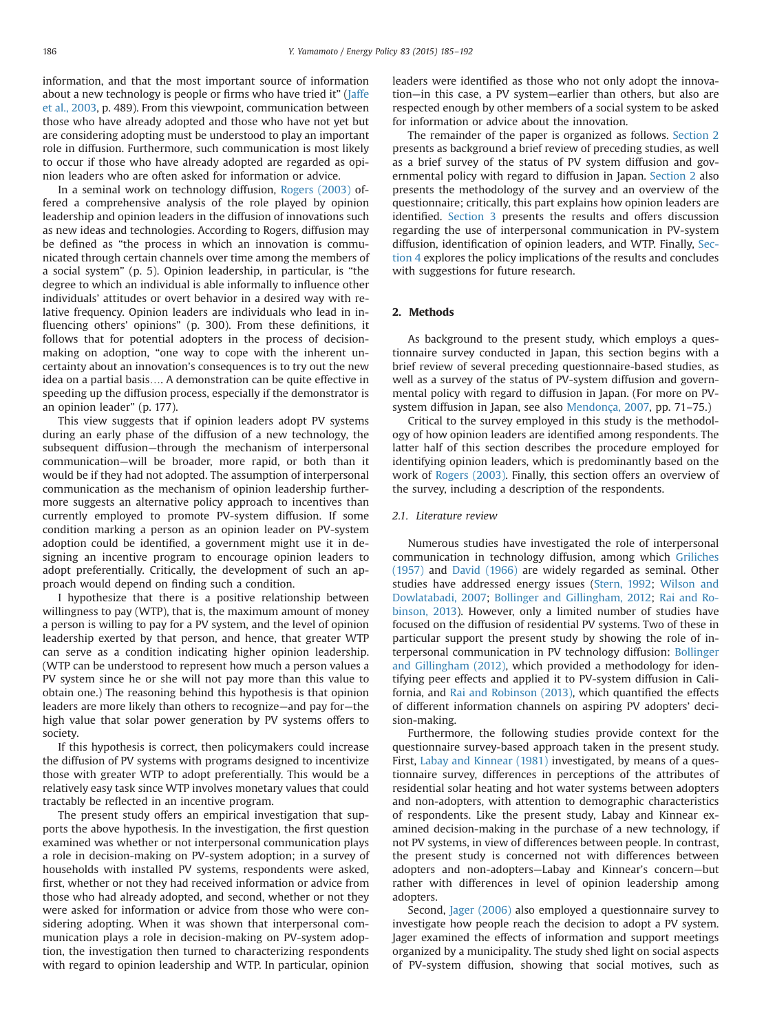information, and that the most important source of information about a new technology is people or firms who have tried it" (Jaffe et al., 2003, p. 489). From this viewpoint, communication between those who have already adopted and those who have not yet but are considering adopting must be understood to play an important role in diffusion. Furthermore, such communication is most likely to occur if those who have already adopted are regarded as opinion leaders who are often asked for information or advice.

In a seminal work on technology diffusion, Rogers (2003) offered a comprehensive analysis of the role played by opinion leadership and opinion leaders in the diffusion of innovations such as new ideas and technologies. According to Rogers, diffusion may be defined as "the process in which an innovation is communicated through certain channels over time among the members of a social system" (p. 5). Opinion leadership, in particular, is "the degree to which an individual is able informally to influence other individuals' attitudes or overt behavior in a desired way with relative frequency. Opinion leaders are individuals who lead in influencing others' opinions" (p. 300). From these definitions, it follows that for potential adopters in the process of decision-making on adoption, "one way to cope with the inherent uncertainty about an innovation's consequences is to try out the new idea on a partial basis…. A demonstration can be quite effective in speeding up the diffusion process, especially if the demonstrator is an opinion leader" (p. 177).

This view suggests that if opinion leaders adopt PV systems during an early phase of the diffusion of a new technology, the subsequent diffusion—through the mechanism of interpersonal communication—will be broader, more rapid, or both than it would be if they had not adopted. The assumption of interpersonal communication as the mechanism of opinion leadership furthermore suggests an alternative policy approach to incentives than currently employed to promote PV-system diffusion. If some condition marking a person as an opinion leader on PV-system adoption could be identified, a government might use it in designing an incentive program to encourage opinion leaders to adopt preferentially. Critically, the development of such an approach would depend on finding such a condition.

I hypothesize that there is a positive relationship between willingness to pay (WTP), that is, the maximum amount of money a person is willing to pay for a PV system, and the level of opinion leadership exerted by that person, and hence, that greater WTP can serve as a condition indicating higher opinion leadership. (WTP can be understood to represent how much a person values a PV system since he or she will not pay more than this value to obtain one.) The reasoning behind this hypothesis is that opinion leaders are more likely than others to recognize—and pay for—the high value that solar power generation by PV systems offers to society.

If this hypothesis is correct, then policymakers could increase the diffusion of PV systems with programs designed to incentivize those with greater WTP to adopt preferentially. This would be a relatively easy task since WTP involves monetary values that could tractably be reflected in an incentive program.

The present study offers an empirical investigation that supports the above hypothesis. In the investigation, the first question examined was whether or not interpersonal communication plays a role in decision-making on PV-system adoption; in a survey of households with installed PV systems, respondents were asked, first, whether or not they had received information or advice from those who had already adopted, and second, whether or not they were asked for information or advice from those who were considering adopting. When it was shown that interpersonal communication plays a role in decision-making on PV-system adoption, the investigation then turned to characterizing respondents with regard to opinion leadership and WTP. In particular, opinion leaders were identified as those who not only adopt the innovation—in this case, a PV system—earlier than others, but also are respected enough by other members of a social system to be asked for information or advice about the innovation.

The remainder of the paper is organized as follows. Section 2 presents as background a brief review of preceding studies, as well as a brief survey of the status of PV system diffusion and governmental policy with regard to diffusion in Japan. Section 2 also presents the methodology of the survey and an overview of the questionnaire; critically, this part explains how opinion leaders are identified. Section 3 presents the results and offers discussion regarding the use of interpersonal communication in PV-system diffusion, identification of opinion leaders, and WTP. Finally, Section 4 explores the policy implications of the results and concludes with suggestions for future research.

## 2. Methods

As background to the present study, which employs a questionnaire survey conducted in Japan, this section begins with a brief review of several preceding questionnaire-based studies, as well as a survey of the status of PV-system diffusion and governmental policy with regard to diffusion in Japan. (For more on PV-system diffusion in Japan, see also Mendonça, 2007, pp. 71–75.)

Critical to the survey employed in this study is the methodology of how opinion leaders are identified among respondents. The latter half of this section describes the procedure employed for identifying opinion leaders, which is predominantly based on the work of Rogers (2003). Finally, this section offers an overview of the survey, including a description of the respondents.

### 2.1. Literature review

Numerous studies have investigated the role of interpersonal communication in technology diffusion, among which Griliches (1957) and David (1966) are widely regarded as seminal. Other studies have addressed energy issues (Stern, 1992; Wilson and Dowlatabadi, 2007; Bollinger and Gillingham, 2012; Rai and Robinson, 2013). However, only a limited number of studies have focused on the diffusion of residential PV systems. Two of these in particular support the present study by showing the role of interpersonal communication in PV technology diffusion: Bollinger and Gillingham (2012), which provided a methodology for identifying peer effects and applied it to PV-system diffusion in California, and Rai and Robinson (2013), which quantified the effects of different information channels on aspiring PV adopters' decision-making.

Furthermore, the following studies provide context for the questionnaire survey-based approach taken in the present study. First, Labay and Kinnear (1981) investigated, by means of a questionnaire survey, differences in perceptions of the attributes of residential solar heating and hot water systems between adopters and non-adopters, with attention to demographic characteristics of respondents. Like the present study, Labay and Kinnear examined decision-making in the purchase of a new technology, if not PV systems, in view of differences between people. In contrast, the present study is concerned not with differences between adopters and non-adopters—Labay and Kinnear's concern—but rather with differences in level of opinion leadership among adopters.

Second, Jager (2006) also employed a questionnaire survey to investigate how people reach the decision to adopt a PV system. Jager examined the effects of information and support meetings organized by a municipality. The study shed light on social aspects of PV-system diffusion, showing that social motives, such as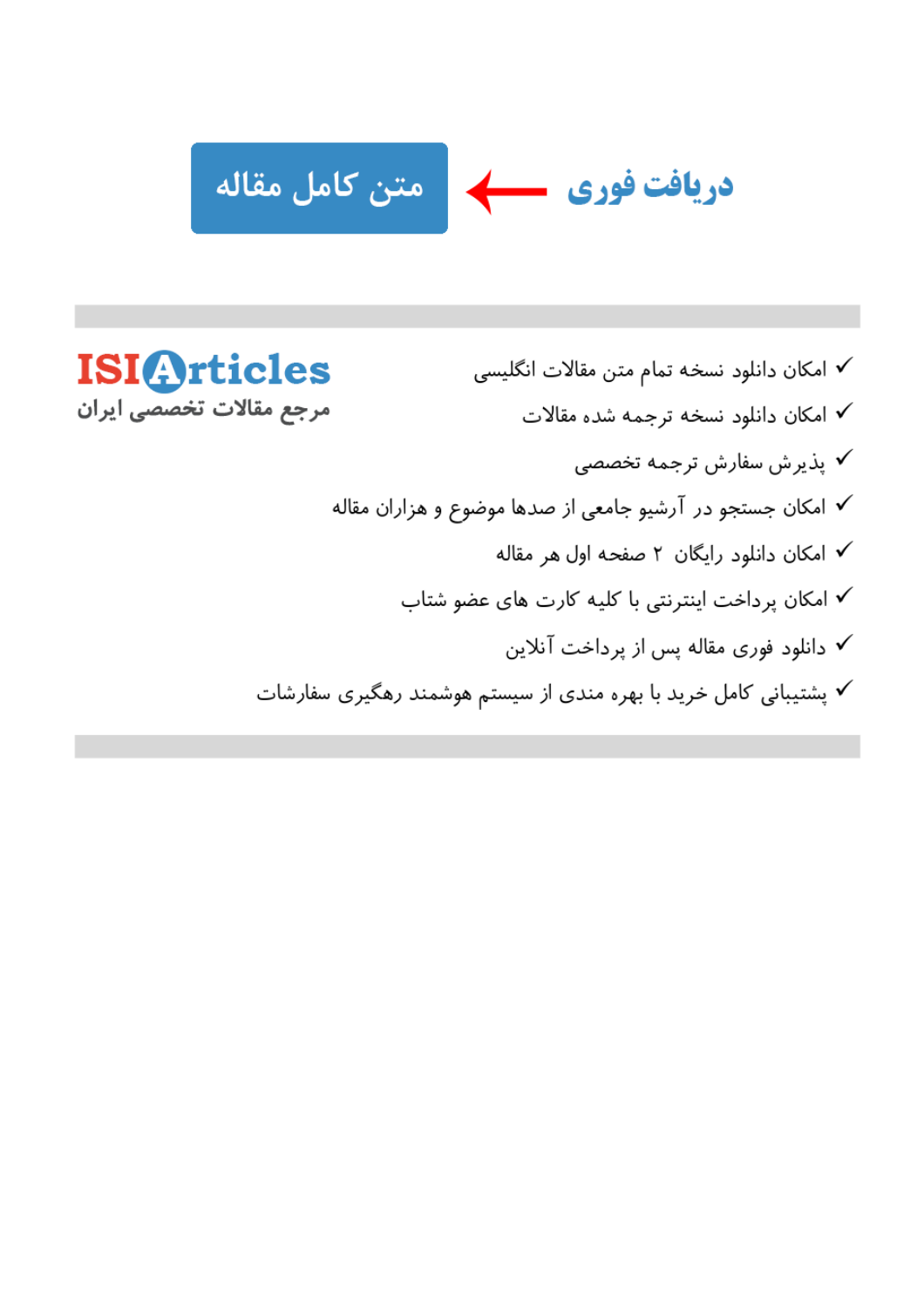دریافت فوری ← **متن کامل مقاله**

**ISIArticles**
مرجع مقالات تخصصی ایران

- ✓ امکان دانلود نسخه تمام متن مقالات انگلیسی
- ✓ امکان دانلود نسخه ترجمه شده مقالات
- ✓ پذیرش سفارش ترجمه تخصصی
- ✓ امکان جستجو در آرشیو جامعی از صدها موضوع و هزاران مقاله
- ✓ امکان دانلود رایگان ۲ صفحه اول هر مقاله
- ✓ امکان پرداخت اینترنتی با کلیه کارت های عضو شتاب
- ✓ دانلود فوری مقاله پس از پرداخت آنلاین
- ✓ پشتیبانی کامل خرید با بهره مندی از سیستم هوشمند رهگیری سفارشات